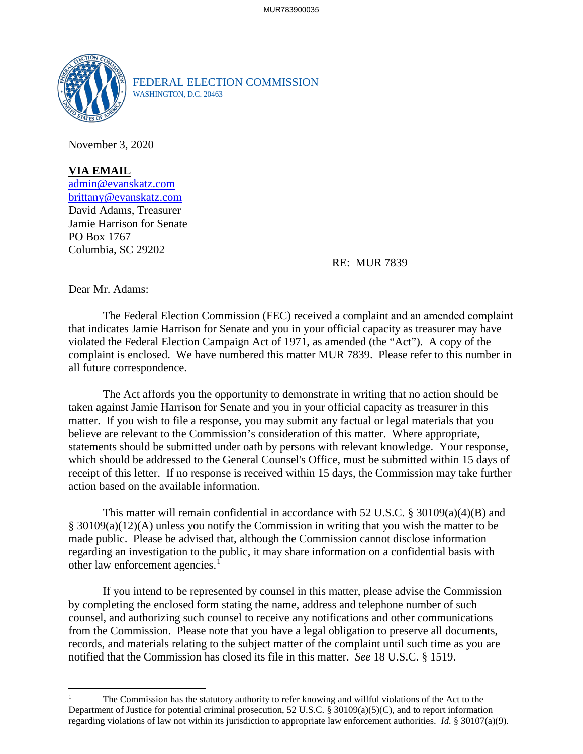FEDERAL ELECTION COMMISSION
WASHINGTON, D.C. 20463

November 3, 2020

**VIA EMAIL**
admin@evanskatz.com
brittany@evanskatz.com
David Adams, Treasurer
Jamie Harrison for Senate
PO Box 1767
Columbia, SC 29202

RE: MUR 7839

Dear Mr. Adams:

The Federal Election Commission (FEC) received a complaint and an amended complaint that indicates Jamie Harrison for Senate and you in your official capacity as treasurer may have violated the Federal Election Campaign Act of 1971, as amended (the "Act"). A copy of the complaint is enclosed. We have numbered this matter MUR 7839. Please refer to this number in all future correspondence.

The Act affords you the opportunity to demonstrate in writing that no action should be taken against Jamie Harrison for Senate and you in your official capacity as treasurer in this matter. If you wish to file a response, you may submit any factual or legal materials that you believe are relevant to the Commission's consideration of this matter. Where appropriate, statements should be submitted under oath by persons with relevant knowledge. Your response, which should be addressed to the General Counsel's Office, must be submitted within 15 days of receipt of this letter. If no response is received within 15 days, the Commission may take further action based on the available information.

This matter will remain confidential in accordance with 52 U.S.C. § 30109(a)(4)(B) and § 30109(a)(12)(A) unless you notify the Commission in writing that you wish the matter to be made public. Please be advised that, although the Commission cannot disclose information regarding an investigation to the public, it may share information on a confidential basis with other law enforcement agencies.[1]

If you intend to be represented by counsel in this matter, please advise the Commission by completing the enclosed form stating the name, address and telephone number of such counsel, and authorizing such counsel to receive any notifications and other communications from the Commission. Please note that you have a legal obligation to preserve all documents, records, and materials relating to the subject matter of the complaint until such time as you are notified that the Commission has closed its file in this matter. *See* 18 U.S.C. § 1519.

---

[1] The Commission has the statutory authority to refer knowing and willful violations of the Act to the Department of Justice for potential criminal prosecution, 52 U.S.C. § 30109(a)(5)(C), and to report information regarding violations of law not within its jurisdiction to appropriate law enforcement authorities. *Id.* § 30107(a)(9).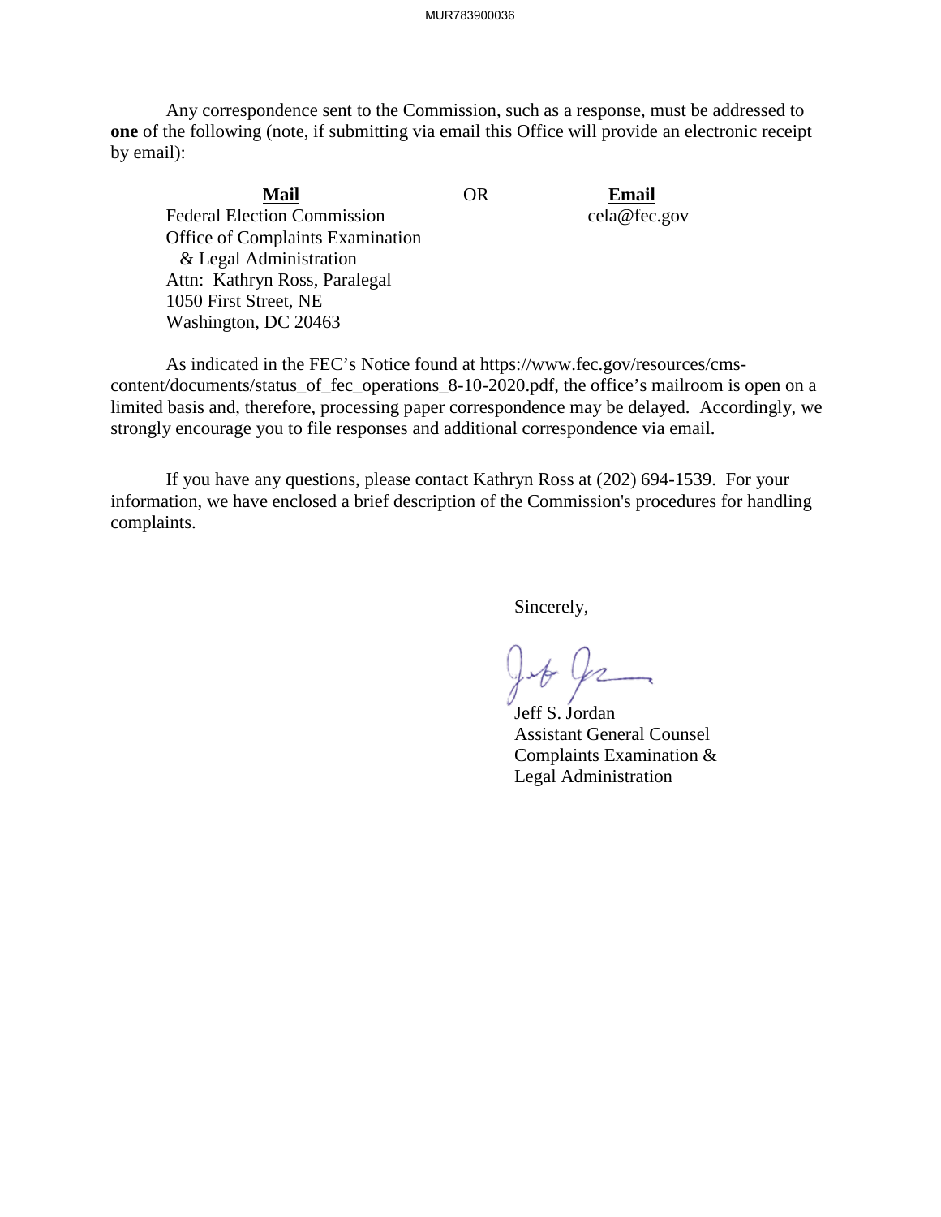Any correspondence sent to the Commission, such as a response, must be addressed to **one** of the following (note, if submitting via email this Office will provide an electronic receipt by email):

| **Mail** | OR | **Email** |
|---|---|---|
| Federal Election Commission<br>Office of Complaints Examination<br>& Legal Administration<br>Attn: Kathryn Ross, Paralegal<br>1050 First Street, NE<br>Washington, DC 20463 | | cela@fec.gov |

As indicated in the FEC's Notice found at https://www.fec.gov/resources/cms-content/documents/status_of_fec_operations_8-10-2020.pdf, the office's mailroom is open on a limited basis and, therefore, processing paper correspondence may be delayed. Accordingly, we strongly encourage you to file responses and additional correspondence via email.

If you have any questions, please contact Kathryn Ross at (202) 694-1539. For your information, we have enclosed a brief description of the Commission's procedures for handling complaints.

Sincerely,

Jeff S. Jordan
Assistant General Counsel
Complaints Examination &
Legal Administration